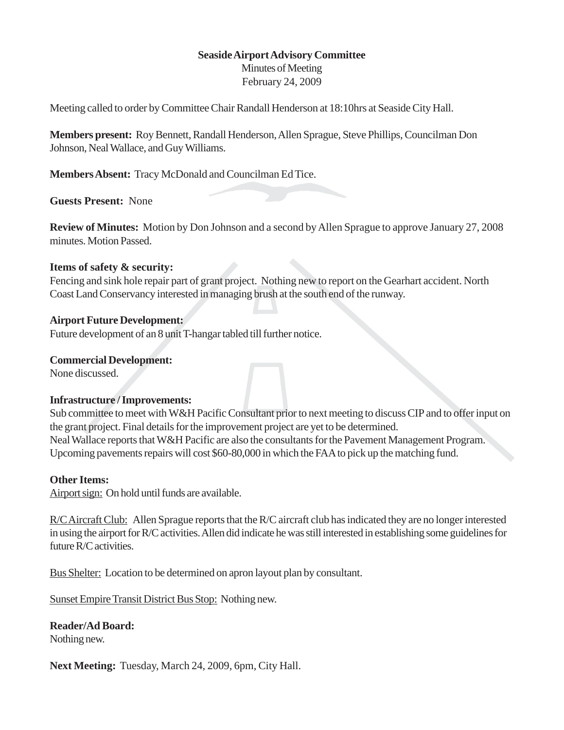**Seaside Airport Advisory Committee**

Minutes of Meeting

February 24, 2009

Meeting called to order by Committee Chair Randall Henderson at 18:10hrs at Seaside City Hall.

**Members present:** Roy Bennett, Randall Henderson, Allen Sprague, Steve Phillips, Councilman Don Johnson, Neal Wallace, and Guy Williams.

**Members Absent:** Tracy McDonald and Councilman Ed Tice.

**Guests Present:** None

**Review of Minutes:** Motion by Don Johnson and a second by Allen Sprague to approve January 27, 2008 minutes. Motion Passed.

**Items of safety & security:**

Fencing and sink hole repair part of grant project. Nothing new to report on the Gearhart accident. North Coast Land Conservancy interested in managing brush at the south end of the runway.

**Airport Future Development:**

Future development of an 8 unit T-hangar tabled till further notice.

**Commercial Development:**

None discussed.

**Infrastructure / Improvements:**

Sub committee to meet with W&H Pacific Consultant prior to next meeting to discuss CIP and to offer input on the grant project. Final details for the improvement project are yet to be determined.

Neal Wallace reports that W&H Pacific are also the consultants for the Pavement Management Program. Upcoming pavements repairs will cost $60-80,000 in which the FAA to pick up the matching fund.

**Other Items:**

Airport sign: On hold until funds are available.

R/C Aircraft Club: Allen Sprague reports that the R/C aircraft club has indicated they are no longer interested in using the airport for R/C activities. Allen did indicate he was still interested in establishing some guidelines for future R/C activities.

Bus Shelter: Location to be determined on apron layout plan by consultant.

Sunset Empire Transit District Bus Stop: Nothing new.

**Reader/Ad Board:**

Nothing new.

**Next Meeting:** Tuesday, March 24, 2009, 6pm, City Hall.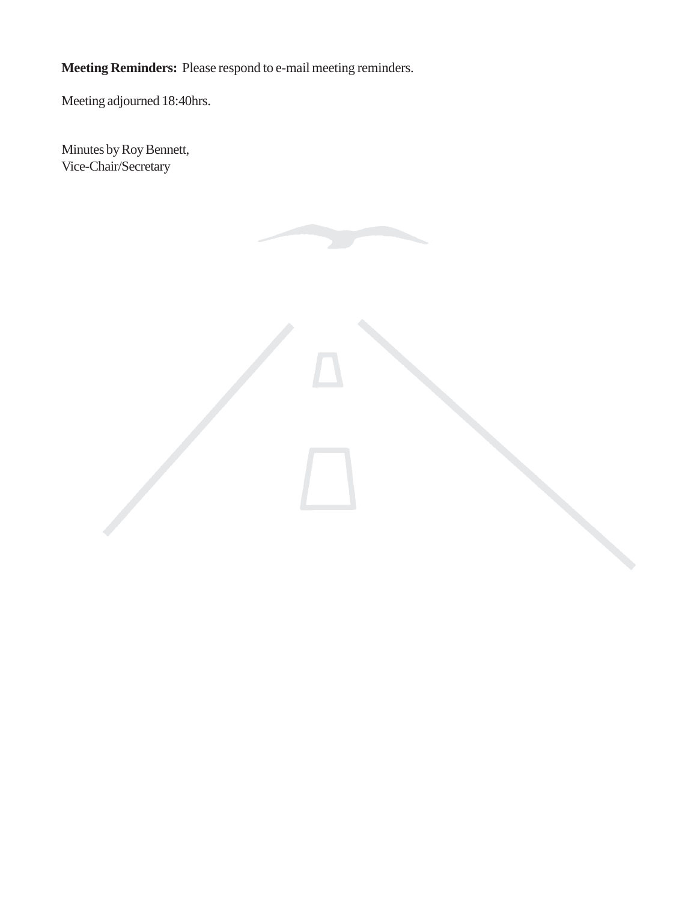**Meeting Reminders:** Please respond to e-mail meeting reminders.

Meeting adjourned 18:40hrs.

Minutes by Roy Bennett,
Vice-Chair/Secretary